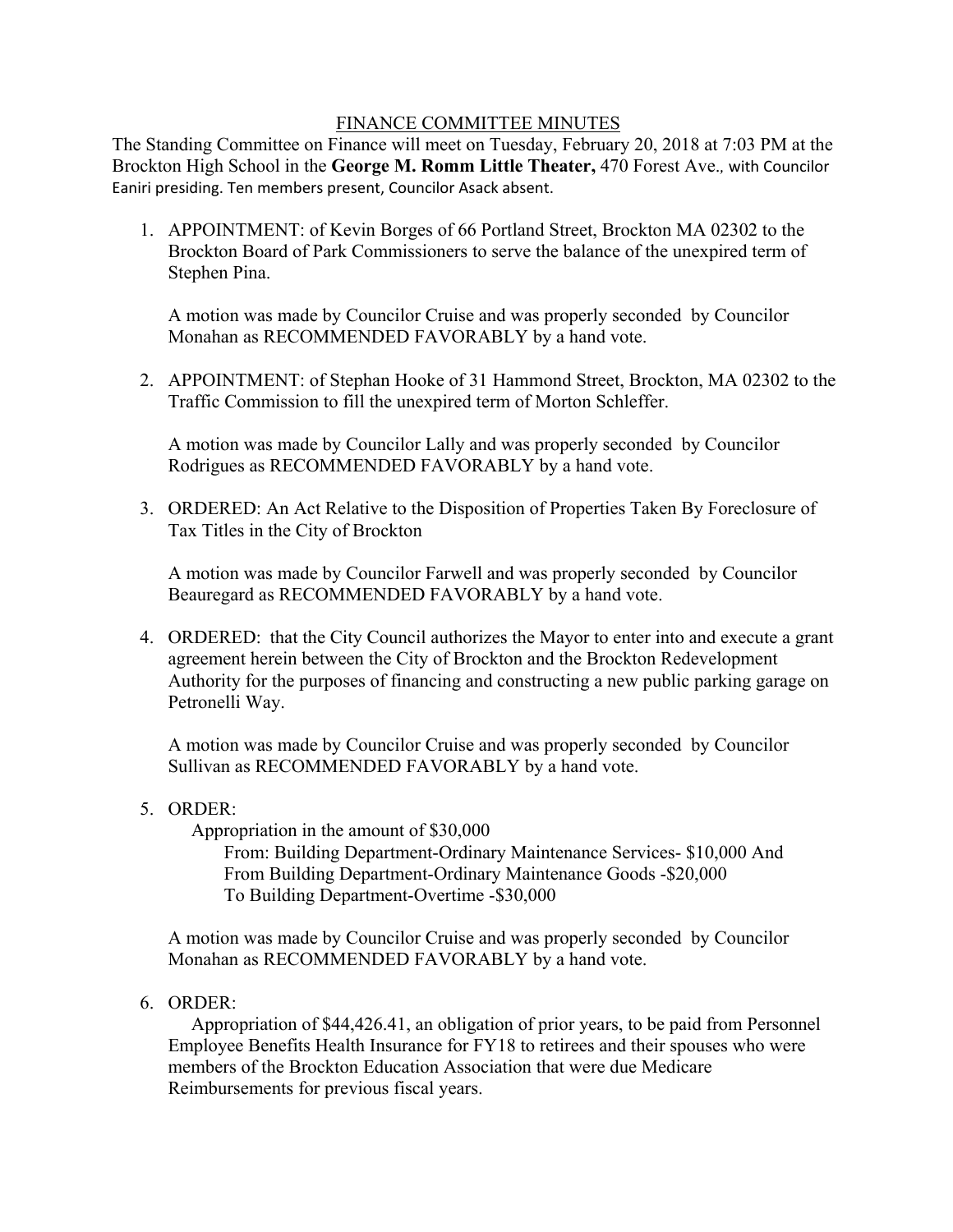# FINANCE COMMITTEE MINUTES

The Standing Committee on Finance will meet on Tuesday, February 20, 2018 at 7:03 PM at the Brockton High School in the **George M. Romm Little Theater,** 470 Forest Ave., with Councilor Eaniri presiding. Ten members present, Councilor Asack absent.

1. APPOINTMENT: of Kevin Borges of 66 Portland Street, Brockton MA 02302 to the Brockton Board of Park Commissioners to serve the balance of the unexpired term of Stephen Pina.

   A motion was made by Councilor Cruise and was properly seconded by Councilor Monahan as RECOMMENDED FAVORABLY by a hand vote.

2. APPOINTMENT: of Stephan Hooke of 31 Hammond Street, Brockton, MA 02302 to the Traffic Commission to fill the unexpired term of Morton Schleffer.

   A motion was made by Councilor Lally and was properly seconded by Councilor Rodrigues as RECOMMENDED FAVORABLY by a hand vote.

3. ORDERED: An Act Relative to the Disposition of Properties Taken By Foreclosure of Tax Titles in the City of Brockton

   A motion was made by Councilor Farwell and was properly seconded by Councilor Beauregard as RECOMMENDED FAVORABLY by a hand vote.

4. ORDERED: that the City Council authorizes the Mayor to enter into and execute a grant agreement herein between the City of Brockton and the Brockton Redevelopment Authority for the purposes of financing and constructing a new public parking garage on Petronelli Way.

   A motion was made by Councilor Cruise and was properly seconded by Councilor Sullivan as RECOMMENDED FAVORABLY by a hand vote.

5. ORDER:

   Appropriation in the amount of $30,000

   From: Building Department-Ordinary Maintenance Services- $10,000 And
   From Building Department-Ordinary Maintenance Goods -$20,000
   To Building Department-Overtime -$30,000

   A motion was made by Councilor Cruise and was properly seconded by Councilor Monahan as RECOMMENDED FAVORABLY by a hand vote.

6. ORDER:

   Appropriation of $44,426.41, an obligation of prior years, to be paid from Personnel Employee Benefits Health Insurance for FY18 to retirees and their spouses who were members of the Brockton Education Association that were due Medicare Reimbursements for previous fiscal years.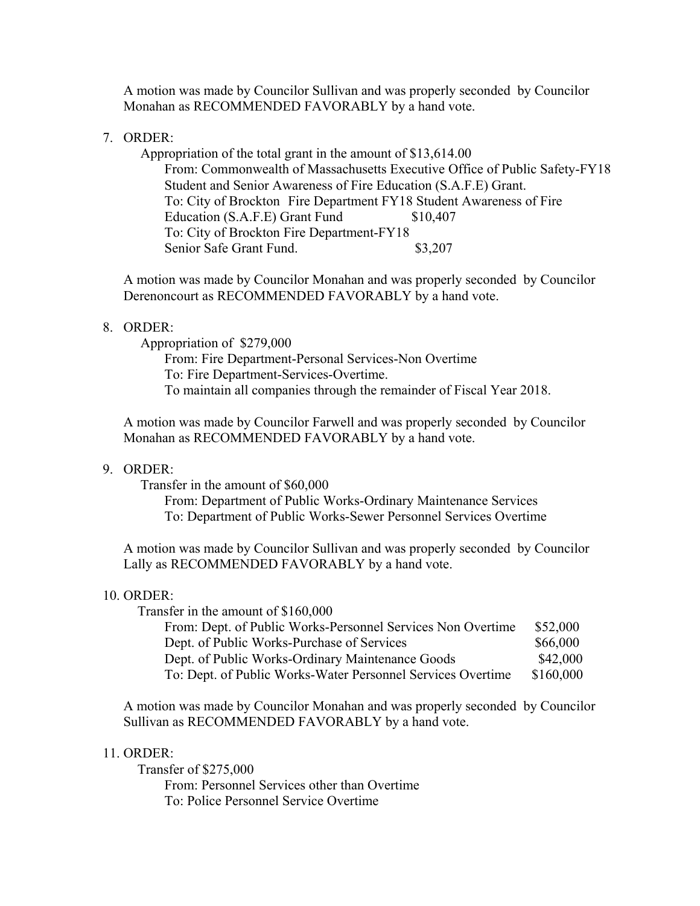A motion was made by Councilor Sullivan and was properly seconded by Councilor Monahan as RECOMMENDED FAVORABLY by a hand vote.

7. ORDER:

   Appropriation of the total grant in the amount of $13,614.00
   From: Commonwealth of Massachusetts Executive Office of Public Safety-FY18 Student and Senior Awareness of Fire Education (S.A.F.E) Grant.
   To: City of Brockton Fire Department FY18 Student Awareness of Fire Education (S.A.F.E) Grant Fund $10,407
   To: City of Brockton Fire Department-FY18 Senior Safe Grant Fund. $3,207

   A motion was made by Councilor Monahan and was properly seconded by Councilor Derenoncourt as RECOMMENDED FAVORABLY by a hand vote.

8. ORDER:

   Appropriation of $279,000
   From: Fire Department-Personal Services-Non Overtime
   To: Fire Department-Services-Overtime.
   To maintain all companies through the remainder of Fiscal Year 2018.

   A motion was made by Councilor Farwell and was properly seconded by Councilor Monahan as RECOMMENDED FAVORABLY by a hand vote.

9. ORDER:

   Transfer in the amount of $60,000
   From: Department of Public Works-Ordinary Maintenance Services
   To: Department of Public Works-Sewer Personnel Services Overtime

   A motion was made by Councilor Sullivan and was properly seconded by Councilor Lally as RECOMMENDED FAVORABLY by a hand vote.

10. ORDER:

    Transfer in the amount of $160,000
    From: Dept. of Public Works-Personnel Services Non Overtime $52,000
    Dept. of Public Works-Purchase of Services $66,000
    Dept. of Public Works-Ordinary Maintenance Goods $42,000
    To: Dept. of Public Works-Water Personnel Services Overtime $160,000

    A motion was made by Councilor Monahan and was properly seconded by Councilor Sullivan as RECOMMENDED FAVORABLY by a hand vote.

11. ORDER:

    Transfer of $275,000
    From: Personnel Services other than Overtime
    To: Police Personnel Service Overtime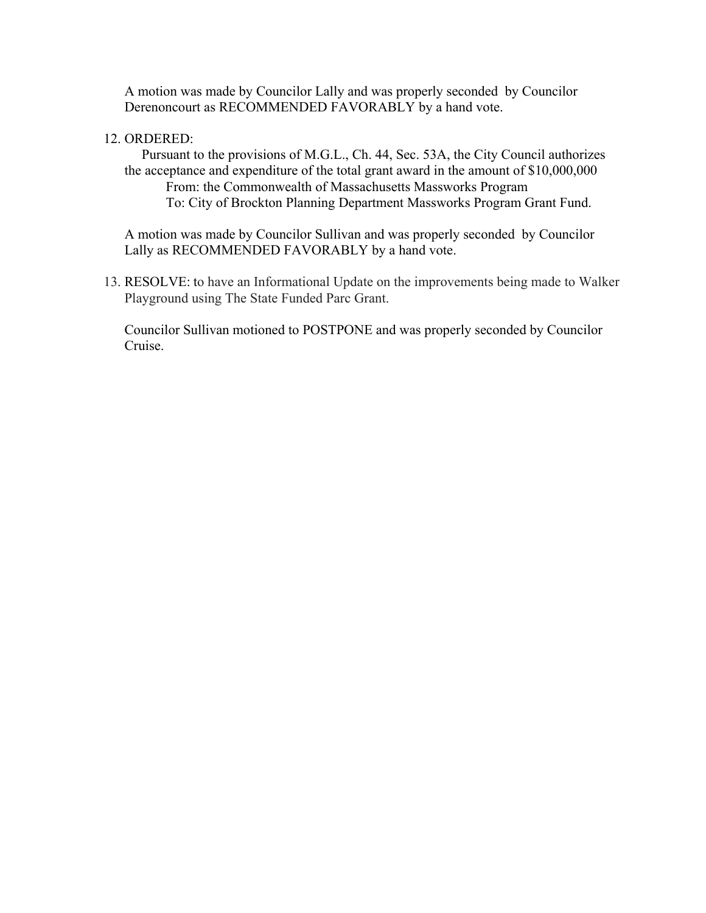A motion was made by Councilor Lally and was properly seconded by Councilor Derenoncourt as RECOMMENDED FAVORABLY by a hand vote.

12. ORDERED:

    Pursuant to the provisions of M.G.L., Ch. 44, Sec. 53A, the City Council authorizes the acceptance and expenditure of the total grant award in the amount of $10,000,000

    From: the Commonwealth of Massachusetts Massworks Program
    To: City of Brockton Planning Department Massworks Program Grant Fund.

    A motion was made by Councilor Sullivan and was properly seconded by Councilor Lally as RECOMMENDED FAVORABLY by a hand vote.

13. RESOLVE: to have an Informational Update on the improvements being made to Walker Playground using The State Funded Parc Grant.

    Councilor Sullivan motioned to POSTPONE and was properly seconded by Councilor Cruise.